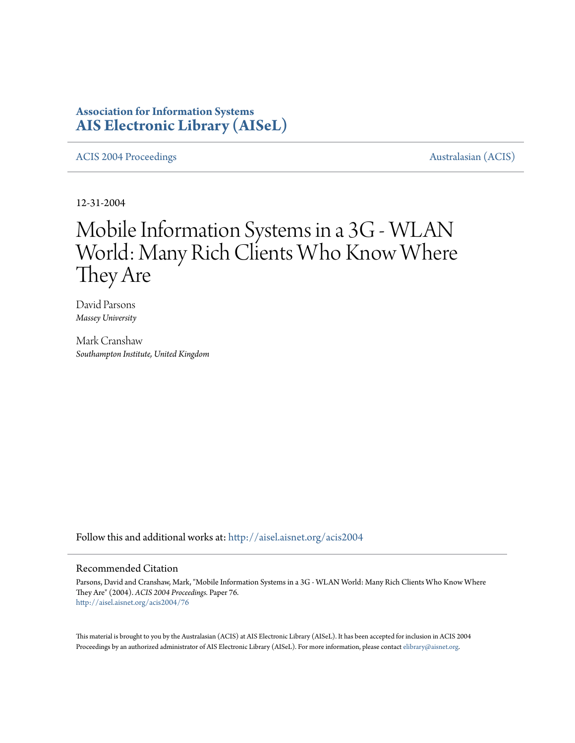**Association for Information Systems**
**AIS Electronic Library (AISeL)**

ACIS 2004 Proceedings | Australasian (ACIS)

12-31-2004

# Mobile Information Systems in a 3G - WLAN World: Many Rich Clients Who Know Where They Are

David Parsons
*Massey University*

Mark Cranshaw
*Southampton Institute, United Kingdom*

Follow this and additional works at: http://aisel.aisnet.org/acis2004

## Recommended Citation

Parsons, David and Cranshaw, Mark, "Mobile Information Systems in a 3G - WLAN World: Many Rich Clients Who Know Where They Are" (2004). *ACIS 2004 Proceedings.* Paper 76.
http://aisel.aisnet.org/acis2004/76

This material is brought to you by the Australasian (ACIS) at AIS Electronic Library (AISeL). It has been accepted for inclusion in ACIS 2004 Proceedings by an authorized administrator of AIS Electronic Library (AISeL). For more information, please contact elibrary@aisnet.org.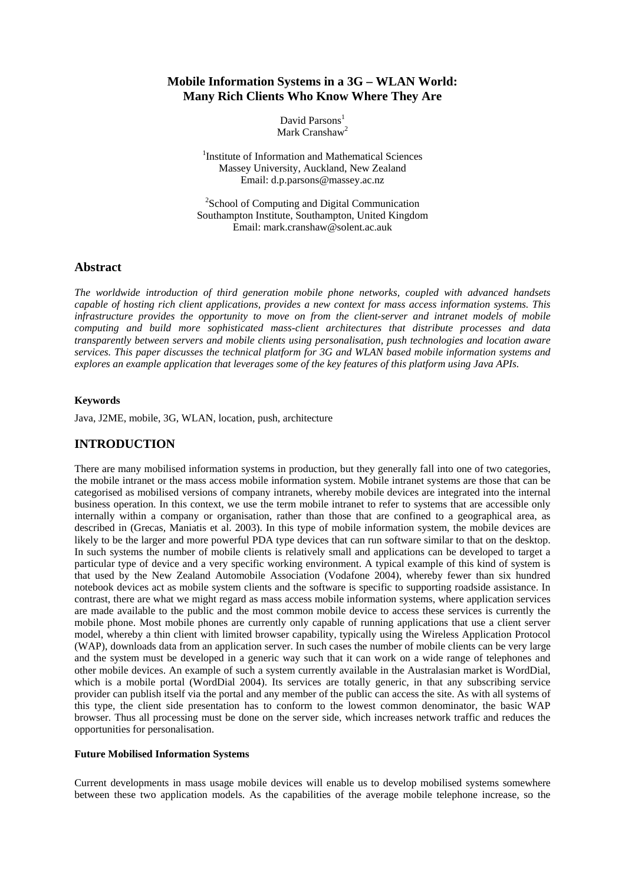# Mobile Information Systems in a 3G – WLAN World: Many Rich Clients Who Know Where They Are

David Parsons[1]
Mark Cranshaw[2]

[1]Institute of Information and Mathematical Sciences
Massey University, Auckland, New Zealand
Email: d.p.parsons@massey.ac.nz

[2]School of Computing and Digital Communication
Southampton Institute, Southampton, United Kingdom
Email: mark.cranshaw@solent.ac.auk

## Abstract

*The worldwide introduction of third generation mobile phone networks, coupled with advanced handsets capable of hosting rich client applications, provides a new context for mass access information systems. This infrastructure provides the opportunity to move on from the client-server and intranet models of mobile computing and build more sophisticated mass-client architectures that distribute processes and data transparently between servers and mobile clients using personalisation, push technologies and location aware services. This paper discusses the technical platform for 3G and WLAN based mobile information systems and explores an example application that leverages some of the key features of this platform using Java APIs.*

#### Keywords

Java, J2ME, mobile, 3G, WLAN, location, push, architecture

## INTRODUCTION

There are many mobilised information systems in production, but they generally fall into one of two categories, the mobile intranet or the mass access mobile information system. Mobile intranet systems are those that can be categorised as mobilised versions of company intranets, whereby mobile devices are integrated into the internal business operation. In this context, we use the term mobile intranet to refer to systems that are accessible only internally within a company or organisation, rather than those that are confined to a geographical area, as described in (Grecas, Maniatis et al. 2003). In this type of mobile information system, the mobile devices are likely to be the larger and more powerful PDA type devices that can run software similar to that on the desktop. In such systems the number of mobile clients is relatively small and applications can be developed to target a particular type of device and a very specific working environment. A typical example of this kind of system is that used by the New Zealand Automobile Association (Vodafone 2004), whereby fewer than six hundred notebook devices act as mobile system clients and the software is specific to supporting roadside assistance. In contrast, there are what we might regard as mass access mobile information systems, where application services are made available to the public and the most common mobile device to access these services is currently the mobile phone. Most mobile phones are currently only capable of running applications that use a client server model, whereby a thin client with limited browser capability, typically using the Wireless Application Protocol (WAP), downloads data from an application server. In such cases the number of mobile clients can be very large and the system must be developed in a generic way such that it can work on a wide range of telephones and other mobile devices. An example of such a system currently available in the Australasian market is WordDial, which is a mobile portal (WordDial 2004). Its services are totally generic, in that any subscribing service provider can publish itself via the portal and any member of the public can access the site. As with all systems of this type, the client side presentation has to conform to the lowest common denominator, the basic WAP browser. Thus all processing must be done on the server side, which increases network traffic and reduces the opportunities for personalisation.

#### Future Mobilised Information Systems

Current developments in mass usage mobile devices will enable us to develop mobilised systems somewhere between these two application models. As the capabilities of the average mobile telephone increase, so the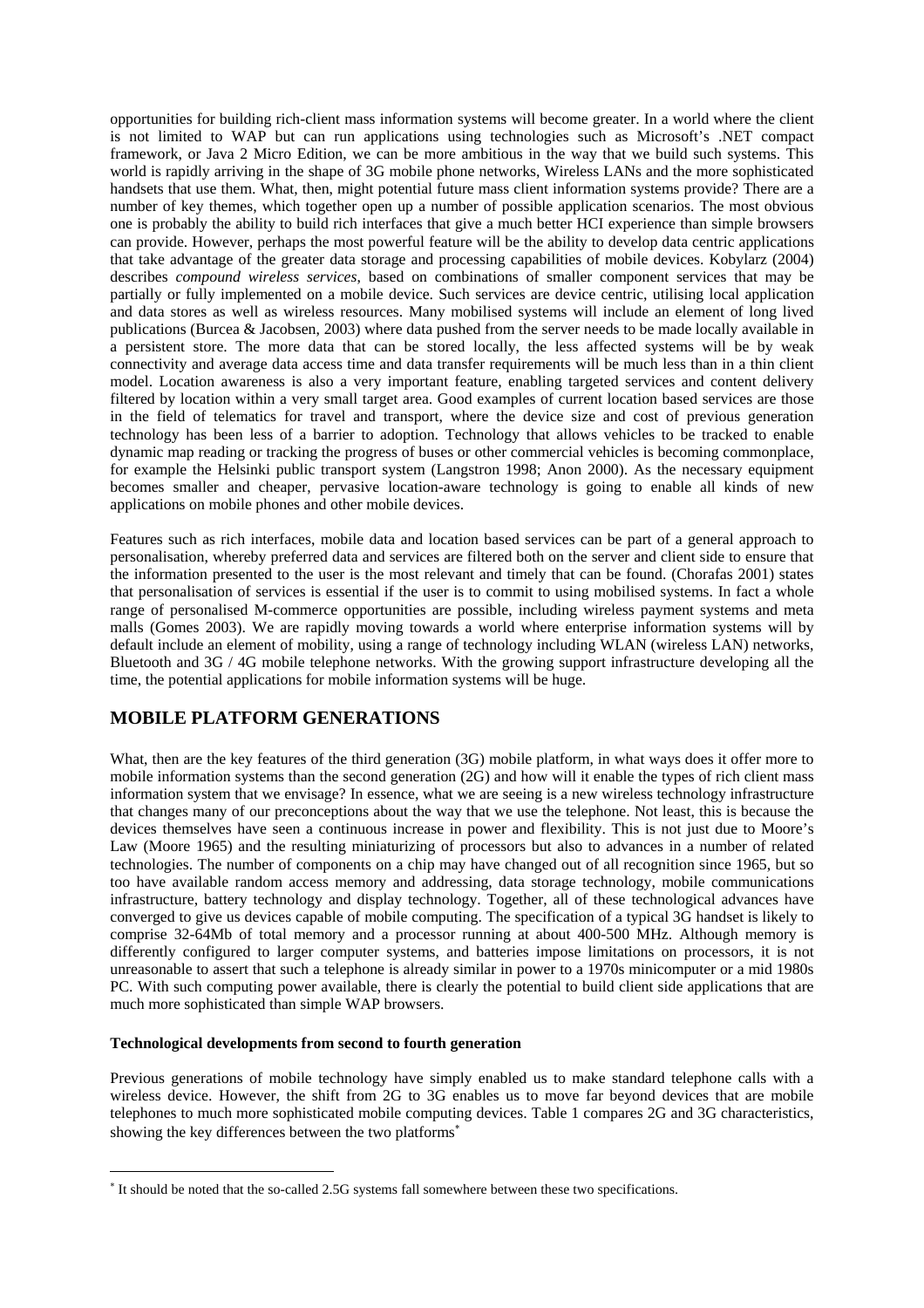opportunities for building rich-client mass information systems will become greater. In a world where the client is not limited to WAP but can run applications using technologies such as Microsoft's .NET compact framework, or Java 2 Micro Edition, we can be more ambitious in the way that we build such systems. This world is rapidly arriving in the shape of 3G mobile phone networks, Wireless LANs and the more sophisticated handsets that use them. What, then, might potential future mass client information systems provide? There are a number of key themes, which together open up a number of possible application scenarios. The most obvious one is probably the ability to build rich interfaces that give a much better HCI experience than simple browsers can provide. However, perhaps the most powerful feature will be the ability to develop data centric applications that take advantage of the greater data storage and processing capabilities of mobile devices. Kobylarz (2004) describes *compound wireless services*, based on combinations of smaller component services that may be partially or fully implemented on a mobile device. Such services are device centric, utilising local application and data stores as well as wireless resources. Many mobilised systems will include an element of long lived publications (Burcea & Jacobsen, 2003) where data pushed from the server needs to be made locally available in a persistent store. The more data that can be stored locally, the less affected systems will be by weak connectivity and average data access time and data transfer requirements will be much less than in a thin client model. Location awareness is also a very important feature, enabling targeted services and content delivery filtered by location within a very small target area. Good examples of current location based services are those in the field of telematics for travel and transport, where the device size and cost of previous generation technology has been less of a barrier to adoption. Technology that allows vehicles to be tracked to enable dynamic map reading or tracking the progress of buses or other commercial vehicles is becoming commonplace, for example the Helsinki public transport system (Langstron 1998; Anon 2000). As the necessary equipment becomes smaller and cheaper, pervasive location-aware technology is going to enable all kinds of new applications on mobile phones and other mobile devices.

Features such as rich interfaces, mobile data and location based services can be part of a general approach to personalisation, whereby preferred data and services are filtered both on the server and client side to ensure that the information presented to the user is the most relevant and timely that can be found. (Chorafas 2001) states that personalisation of services is essential if the user is to commit to using mobilised systems. In fact a whole range of personalised M-commerce opportunities are possible, including wireless payment systems and meta malls (Gomes 2003). We are rapidly moving towards a world where enterprise information systems will by default include an element of mobility, using a range of technology including WLAN (wireless LAN) networks, Bluetooth and 3G / 4G mobile telephone networks. With the growing support infrastructure developing all the time, the potential applications for mobile information systems will be huge.

## MOBILE PLATFORM GENERATIONS

What, then are the key features of the third generation (3G) mobile platform, in what ways does it offer more to mobile information systems than the second generation (2G) and how will it enable the types of rich client mass information system that we envisage? In essence, what we are seeing is a new wireless technology infrastructure that changes many of our preconceptions about the way that we use the telephone. Not least, this is because the devices themselves have seen a continuous increase in power and flexibility. This is not just due to Moore's Law (Moore 1965) and the resulting miniaturizing of processors but also to advances in a number of related technologies. The number of components on a chip may have changed out of all recognition since 1965, but so too have available random access memory and addressing, data storage technology, mobile communications infrastructure, battery technology and display technology. Together, all of these technological advances have converged to give us devices capable of mobile computing. The specification of a typical 3G handset is likely to comprise 32-64Mb of total memory and a processor running at about 400-500 MHz. Although memory is differently configured to larger computer systems, and batteries impose limitations on processors, it is not unreasonable to assert that such a telephone is already similar in power to a 1970s minicomputer or a mid 1980s PC. With such computing power available, there is clearly the potential to build client side applications that are much more sophisticated than simple WAP browsers.

### Technological developments from second to fourth generation

Previous generations of mobile technology have simply enabled us to make standard telephone calls with a wireless device. However, the shift from 2G to 3G enables us to move far beyond devices that are mobile telephones to much more sophisticated mobile computing devices. Table 1 compares 2G and 3G characteristics, showing the key differences between the two platforms*

* It should be noted that the so-called 2.5G systems fall somewhere between these two specifications.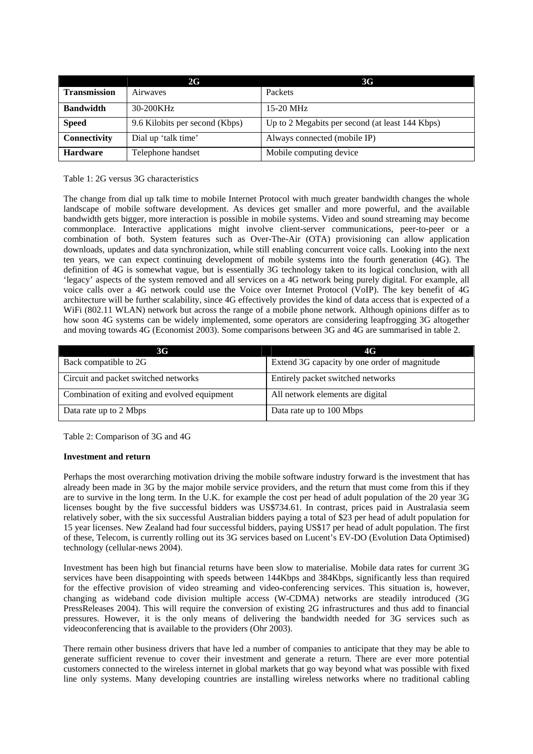| | 2G | 3G |
|---|---|---|
| **Transmission** | Airwaves | Packets |
| **Bandwidth** | 30-200KHz | 15-20 MHz |
| **Speed** | 9.6 Kilobits per second (Kbps) | Up to 2 Megabits per second (at least 144 Kbps) |
| **Connectivity** | Dial up 'talk time' | Always connected (mobile IP) |
| **Hardware** | Telephone handset | Mobile computing device |

Table 1: 2G versus 3G characteristics

The change from dial up talk time to mobile Internet Protocol with much greater bandwidth changes the whole landscape of mobile software development. As devices get smaller and more powerful, and the available bandwidth gets bigger, more interaction is possible in mobile systems. Video and sound streaming may become commonplace. Interactive applications might involve client-server communications, peer-to-peer or a combination of both. System features such as Over-The-Air (OTA) provisioning can allow application downloads, updates and data synchronization, while still enabling concurrent voice calls. Looking into the next ten years, we can expect continuing development of mobile systems into the fourth generation (4G). The definition of 4G is somewhat vague, but is essentially 3G technology taken to its logical conclusion, with all 'legacy' aspects of the system removed and all services on a 4G network being purely digital. For example, all voice calls over a 4G network could use the Voice over Internet Protocol (VoIP). The key benefit of 4G architecture will be further scalability, since 4G effectively provides the kind of data access that is expected of a WiFi (802.11 WLAN) network but across the range of a mobile phone network. Although opinions differ as to how soon 4G systems can be widely implemented, some operators are considering leapfrogging 3G altogether and moving towards 4G (Economist 2003). Some comparisons between 3G and 4G are summarised in table 2.

| 3G | 4G |
|---|---|
| Back compatible to 2G | Extend 3G capacity by one order of magnitude |
| Circuit and packet switched networks | Entirely packet switched networks |
| Combination of exiting and evolved equipment | All network elements are digital |
| Data rate up to 2 Mbps | Data rate up to 100 Mbps |

Table 2: Comparison of 3G and 4G

**Investment and return**

Perhaps the most overarching motivation driving the mobile software industry forward is the investment that has already been made in 3G by the major mobile service providers, and the return that must come from this if they are to survive in the long term. In the U.K. for example the cost per head of adult population of the 20 year 3G licenses bought by the five successful bidders was US$734.61. In contrast, prices paid in Australasia seem relatively sober, with the six successful Australian bidders paying a total of $23 per head of adult population for 15 year licenses. New Zealand had four successful bidders, paying US$17 per head of adult population. The first of these, Telecom, is currently rolling out its 3G services based on Lucent's EV-DO (Evolution Data Optimised) technology (cellular-news 2004).

Investment has been high but financial returns have been slow to materialise. Mobile data rates for current 3G services have been disappointing with speeds between 144Kbps and 384Kbps, significantly less than required for the effective provision of video streaming and video-conferencing services. This situation is, however, changing as wideband code division multiple access (W-CDMA) networks are steadily introduced (3G PressReleases 2004). This will require the conversion of existing 2G infrastructures and thus add to financial pressures. However, it is the only means of delivering the bandwidth needed for 3G services such as videoconferencing that is available to the providers (Ohr 2003).

There remain other business drivers that have led a number of companies to anticipate that they may be able to generate sufficient revenue to cover their investment and generate a return. There are ever more potential customers connected to the wireless internet in global markets that go way beyond what was possible with fixed line only systems. Many developing countries are installing wireless networks where no traditional cabling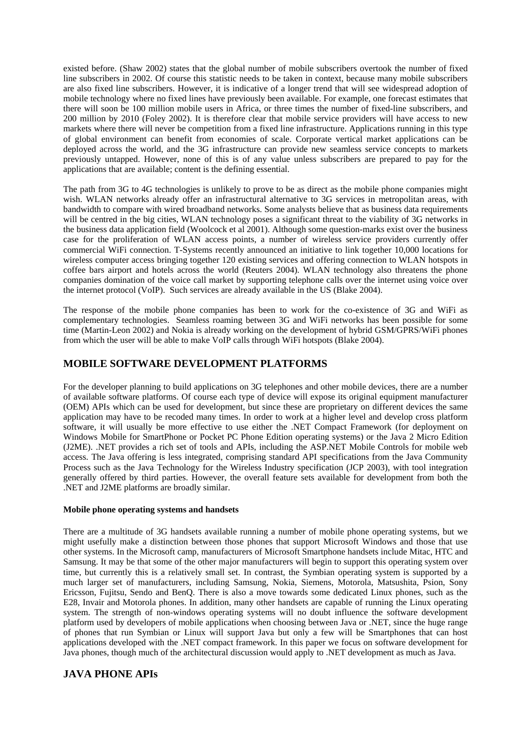existed before. (Shaw 2002) states that the global number of mobile subscribers overtook the number of fixed line subscribers in 2002. Of course this statistic needs to be taken in context, because many mobile subscribers are also fixed line subscribers. However, it is indicative of a longer trend that will see widespread adoption of mobile technology where no fixed lines have previously been available. For example, one forecast estimates that there will soon be 100 million mobile users in Africa, or three times the number of fixed-line subscribers, and 200 million by 2010 (Foley 2002). It is therefore clear that mobile service providers will have access to new markets where there will never be competition from a fixed line infrastructure. Applications running in this type of global environment can benefit from economies of scale. Corporate vertical market applications can be deployed across the world, and the 3G infrastructure can provide new seamless service concepts to markets previously untapped. However, none of this is of any value unless subscribers are prepared to pay for the applications that are available; content is the defining essential.

The path from 3G to 4G technologies is unlikely to prove to be as direct as the mobile phone companies might wish. WLAN networks already offer an infrastructural alternative to 3G services in metropolitan areas, with bandwidth to compare with wired broadband networks. Some analysts believe that as business data requirements will be centred in the big cities, WLAN technology poses a significant threat to the viability of 3G networks in the business data application field (Woolcock et al 2001). Although some question-marks exist over the business case for the proliferation of WLAN access points, a number of wireless service providers currently offer commercial WiFi connection. T-Systems recently announced an initiative to link together 10,000 locations for wireless computer access bringing together 120 existing services and offering connection to WLAN hotspots in coffee bars airport and hotels across the world (Reuters 2004). WLAN technology also threatens the phone companies domination of the voice call market by supporting telephone calls over the internet using voice over the internet protocol (VoIP). Such services are already available in the US (Blake 2004).

The response of the mobile phone companies has been to work for the co-existence of 3G and WiFi as complementary technologies. Seamless roaming between 3G and WiFi networks has been possible for some time (Martin-Leon 2002) and Nokia is already working on the development of hybrid GSM/GPRS/WiFi phones from which the user will be able to make VoIP calls through WiFi hotspots (Blake 2004).

## MOBILE SOFTWARE DEVELOPMENT PLATFORMS

For the developer planning to build applications on 3G telephones and other mobile devices, there are a number of available software platforms. Of course each type of device will expose its original equipment manufacturer (OEM) APIs which can be used for development, but since these are proprietary on different devices the same application may have to be recoded many times. In order to work at a higher level and develop cross platform software, it will usually be more effective to use either the .NET Compact Framework (for deployment on Windows Mobile for SmartPhone or Pocket PC Phone Edition operating systems) or the Java 2 Micro Edition (J2ME). .NET provides a rich set of tools and APIs, including the ASP.NET Mobile Controls for mobile web access. The Java offering is less integrated, comprising standard API specifications from the Java Community Process such as the Java Technology for the Wireless Industry specification (JCP 2003), with tool integration generally offered by third parties. However, the overall feature sets available for development from both the .NET and J2ME platforms are broadly similar.

#### Mobile phone operating systems and handsets

There are a multitude of 3G handsets available running a number of mobile phone operating systems, but we might usefully make a distinction between those phones that support Microsoft Windows and those that use other systems. In the Microsoft camp, manufacturers of Microsoft Smartphone handsets include Mitac, HTC and Samsung. It may be that some of the other major manufacturers will begin to support this operating system over time, but currently this is a relatively small set. In contrast, the Symbian operating system is supported by a much larger set of manufacturers, including Samsung, Nokia, Siemens, Motorola, Matsushita, Psion, Sony Ericsson, Fujitsu, Sendo and BenQ. There is also a move towards some dedicated Linux phones, such as the E28, Invair and Motorola phones. In addition, many other handsets are capable of running the Linux operating system. The strength of non-windows operating systems will no doubt influence the software development platform used by developers of mobile applications when choosing between Java or .NET, since the huge range of phones that run Symbian or Linux will support Java but only a few will be Smartphones that can host applications developed with the .NET compact framework. In this paper we focus on software development for Java phones, though much of the architectural discussion would apply to .NET development as much as Java.

## JAVA PHONE APIs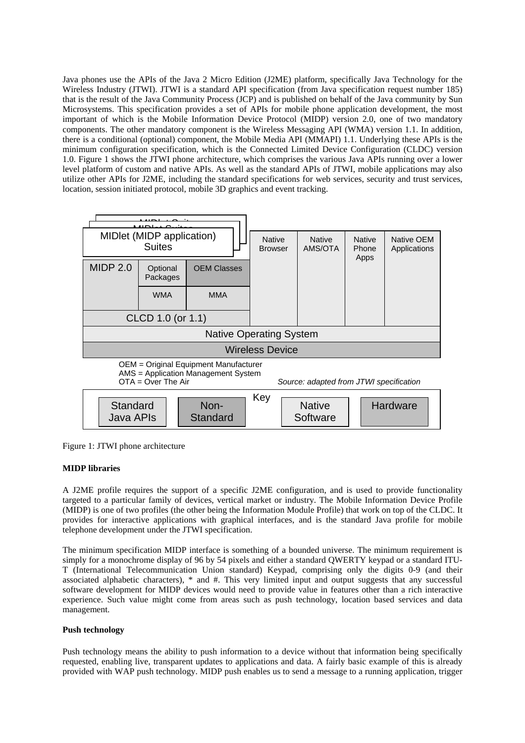Java phones use the APIs of the Java 2 Micro Edition (J2ME) platform, specifically Java Technology for the Wireless Industry (JTWI). JTWI is a standard API specification (from Java specification request number 185) that is the result of the Java Community Process (JCP) and is published on behalf of the Java community by Sun Microsystems. This specification provides a set of APIs for mobile phone application development, the most important of which is the Mobile Information Device Protocol (MIDP) version 2.0, one of two mandatory components. The other mandatory component is the Wireless Messaging API (WMA) version 1.1. In addition, there is a conditional (optional) component, the Mobile Media API (MMAPI) 1.1. Underlying these APIs is the minimum configuration specification, which is the Connected Limited Device Configuration (CLDC) version 1.0. Figure 1 shows the JTWI phone architecture, which comprises the various Java APIs running over a lower level platform of custom and native APIs. As well as the standard APIs of JTWI, mobile applications may also utilize other APIs for J2ME, including the standard specifications for web services, security and trust services, location, session initiated protocol, mobile 3D graphics and event tracking.

MIDlet Suites | MIDlet (MIDP application) Suites | Native Browser | Native AMS/OTA | Native Phone Apps | Native OEM Applications

MIDP 2.0 | Optional Packages | OEM Classes | WMA | MMA

CLCD 1.0 (or 1.1)

Native Operating System

Wireless Device

OEM = Original Equipment Manufacturer
AMS = Application Management System
OTA = Over The Air

*Source: adapted from JTWI specification*

Key: Standard Java APIs | Non-Standard | Native Software | Hardware

Figure 1: JTWI phone architecture

**MIDP libraries**

A J2ME profile requires the support of a specific J2ME configuration, and is used to provide functionality targeted to a particular family of devices, vertical market or industry. The Mobile Information Device Profile (MIDP) is one of two profiles (the other being the Information Module Profile) that work on top of the CLDC. It provides for interactive applications with graphical interfaces, and is the standard Java profile for mobile telephone development under the JTWI specification.

The minimum specification MIDP interface is something of a bounded universe. The minimum requirement is simply for a monochrome display of 96 by 54 pixels and either a standard QWERTY keypad or a standard ITU-T (International Telecommunication Union standard) Keypad, comprising only the digits 0-9 (and their associated alphabetic characters), * and #. This very limited input and output suggests that any successful software development for MIDP devices would need to provide value in features other than a rich interactive experience. Such value might come from areas such as push technology, location based services and data management.

**Push technology**

Push technology means the ability to push information to a device without that information being specifically requested, enabling live, transparent updates to applications and data. A fairly basic example of this is already provided with WAP push technology. MIDP push enables us to send a message to a running application, trigger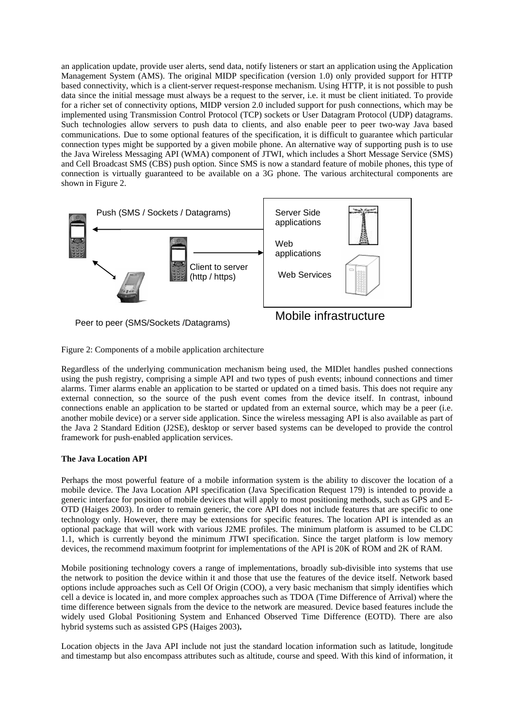an application update, provide user alerts, send data, notify listeners or start an application using the Application Management System (AMS). The original MIDP specification (version 1.0) only provided support for HTTP based connectivity, which is a client-server request-response mechanism. Using HTTP, it is not possible to push data since the initial message must always be a request to the server, i.e. it must be client initiated. To provide for a richer set of connectivity options, MIDP version 2.0 included support for push connections, which may be implemented using Transmission Control Protocol (TCP) sockets or User Datagram Protocol (UDP) datagrams. Such technologies allow servers to push data to clients, and also enable peer to peer two-way Java based communications. Due to some optional features of the specification, it is difficult to guarantee which particular connection types might be supported by a given mobile phone. An alternative way of supporting push is to use the Java Wireless Messaging API (WMA) component of JTWI, which includes a Short Message Service (SMS) and Cell Broadcast SMS (CBS) push option. Since SMS is now a standard feature of mobile phones, this type of connection is virtually guaranteed to be available on a 3G phone. The various architectural components are shown in Figure 2.

Push (SMS / Sockets / Datagrams)

Server Side applications

Web applications

Client to server (http / https)

Web Services

Mobile infrastructure

Peer to peer (SMS/Sockets /Datagrams)

Figure 2: Components of a mobile application architecture

Regardless of the underlying communication mechanism being used, the MIDlet handles pushed connections using the push registry, comprising a simple API and two types of push events; inbound connections and timer alarms. Timer alarms enable an application to be started or updated on a timed basis. This does not require any external connection, so the source of the push event comes from the device itself. In contrast, inbound connections enable an application to be started or updated from an external source, which may be a peer (i.e. another mobile device) or a server side application. Since the wireless messaging API is also available as part of the Java 2 Standard Edition (J2SE), desktop or server based systems can be developed to provide the control framework for push-enabled application services.

**The Java Location API**

Perhaps the most powerful feature of a mobile information system is the ability to discover the location of a mobile device. The Java Location API specification (Java Specification Request 179) is intended to provide a generic interface for position of mobile devices that will apply to most positioning methods, such as GPS and E-OTD (Haiges 2003). In order to remain generic, the core API does not include features that are specific to one technology only. However, there may be extensions for specific features. The location API is intended as an optional package that will work with various J2ME profiles. The minimum platform is assumed to be CLDC 1.1, which is currently beyond the minimum JTWI specification. Since the target platform is low memory devices, the recommend maximum footprint for implementations of the API is 20K of ROM and 2K of RAM.

Mobile positioning technology covers a range of implementations, broadly sub-divisible into systems that use the network to position the device within it and those that use the features of the device itself. Network based options include approaches such as Cell Of Origin (COO), a very basic mechanism that simply identifies which cell a device is located in, and more complex approaches such as TDOA (Time Difference of Arrival) where the time difference between signals from the device to the network are measured. Device based features include the widely used Global Positioning System and Enhanced Observed Time Difference (EOTD). There are also hybrid systems such as assisted GPS (Haiges 2003).

Location objects in the Java API include not just the standard location information such as latitude, longitude and timestamp but also encompass attributes such as altitude, course and speed. With this kind of information, it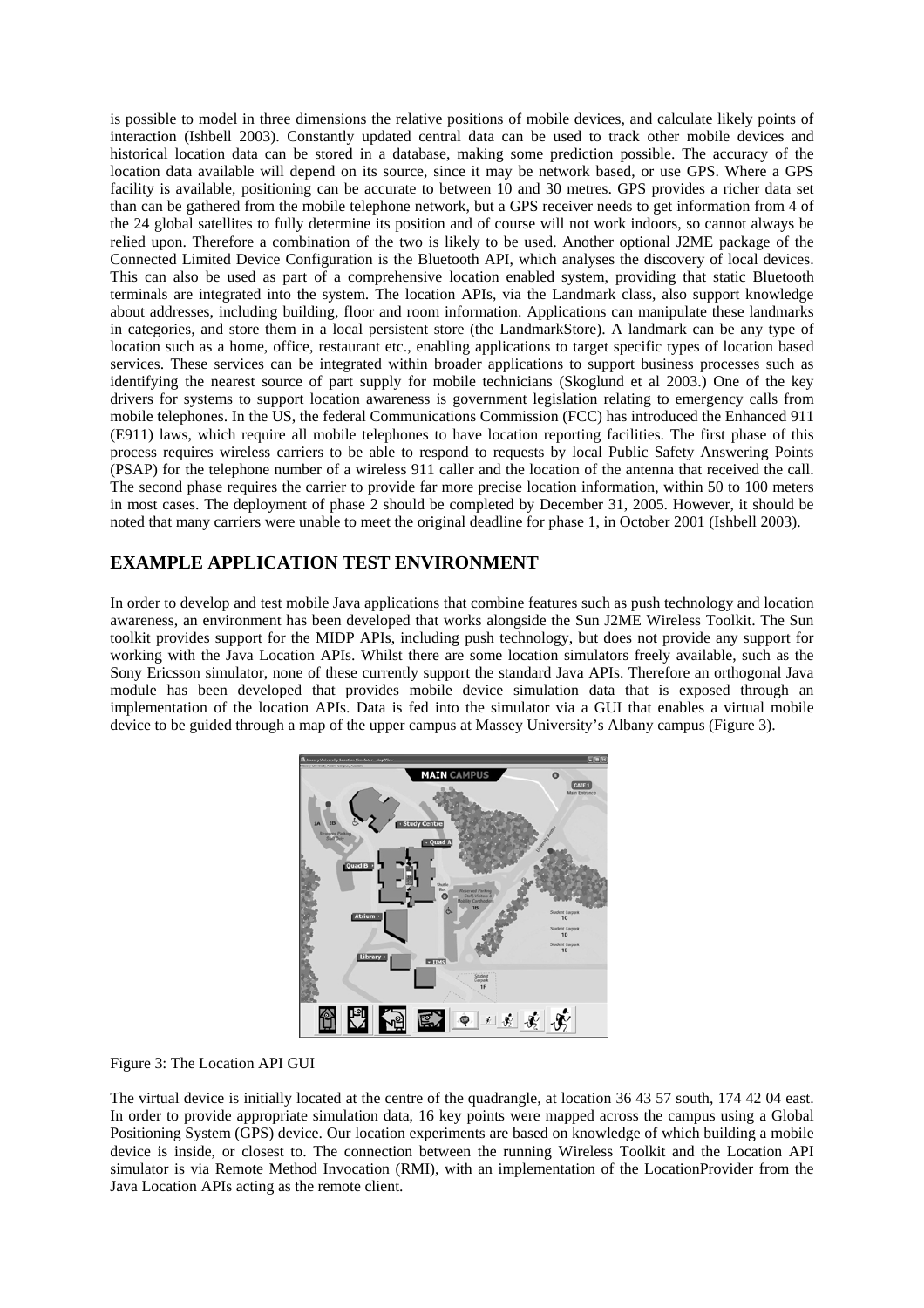is possible to model in three dimensions the relative positions of mobile devices, and calculate likely points of interaction (Ishbell 2003). Constantly updated central data can be used to track other mobile devices and historical location data can be stored in a database, making some prediction possible. The accuracy of the location data available will depend on its source, since it may be network based, or use GPS. Where a GPS facility is available, positioning can be accurate to between 10 and 30 metres. GPS provides a richer data set than can be gathered from the mobile telephone network, but a GPS receiver needs to get information from 4 of the 24 global satellites to fully determine its position and of course will not work indoors, so cannot always be relied upon. Therefore a combination of the two is likely to be used. Another optional J2ME package of the Connected Limited Device Configuration is the Bluetooth API, which analyses the discovery of local devices. This can also be used as part of a comprehensive location enabled system, providing that static Bluetooth terminals are integrated into the system. The location APIs, via the Landmark class, also support knowledge about addresses, including building, floor and room information. Applications can manipulate these landmarks in categories, and store them in a local persistent store (the LandmarkStore). A landmark can be any type of location such as a home, office, restaurant etc., enabling applications to target specific types of location based services. These services can be integrated within broader applications to support business processes such as identifying the nearest source of part supply for mobile technicians (Skoglund et al 2003.) One of the key drivers for systems to support location awareness is government legislation relating to emergency calls from mobile telephones. In the US, the federal Communications Commission (FCC) has introduced the Enhanced 911 (E911) laws, which require all mobile telephones to have location reporting facilities. The first phase of this process requires wireless carriers to be able to respond to requests by local Public Safety Answering Points (PSAP) for the telephone number of a wireless 911 caller and the location of the antenna that received the call. The second phase requires the carrier to provide far more precise location information, within 50 to 100 meters in most cases. The deployment of phase 2 should be completed by December 31, 2005. However, it should be noted that many carriers were unable to meet the original deadline for phase 1, in October 2001 (Ishbell 2003).

## EXAMPLE APPLICATION TEST ENVIRONMENT

In order to develop and test mobile Java applications that combine features such as push technology and location awareness, an environment has been developed that works alongside the Sun J2ME Wireless Toolkit. The Sun toolkit provides support for the MIDP APIs, including push technology, but does not provide any support for working with the Java Location APIs. Whilst there are some location simulators freely available, such as the Sony Ericsson simulator, none of these currently support the standard Java APIs. Therefore an orthogonal Java module has been developed that provides mobile device simulation data that is exposed through an implementation of the location APIs. Data is fed into the simulator via a GUI that enables a virtual mobile device to be guided through a map of the upper campus at Massey University's Albany campus (Figure 3).

Figure 3: The Location API GUI

The virtual device is initially located at the centre of the quadrangle, at location 36 43 57 south, 174 42 04 east. In order to provide appropriate simulation data, 16 key points were mapped across the campus using a Global Positioning System (GPS) device. Our location experiments are based on knowledge of which building a mobile device is inside, or closest to. The connection between the running Wireless Toolkit and the Location API simulator is via Remote Method Invocation (RMI), with an implementation of the LocationProvider from the Java Location APIs acting as the remote client.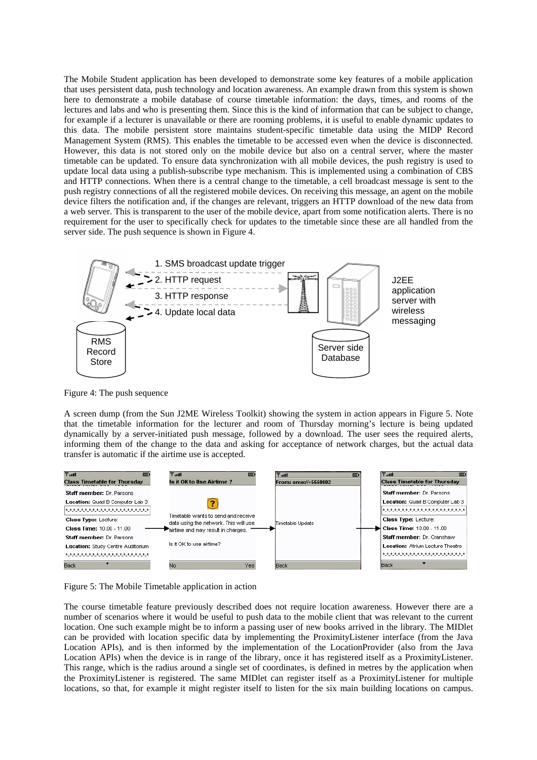The Mobile Student application has been developed to demonstrate some key features of a mobile application that uses persistent data, push technology and location awareness. An example drawn from this system is shown here to demonstrate a mobile database of course timetable information: the days, times, and rooms of the lectures and labs and who is presenting them. Since this is the kind of information that can be subject to change, for example if a lecturer is unavailable or there are rooming problems, it is useful to enable dynamic updates to this data. The mobile persistent store maintains student-specific timetable data using the MIDP Record Management System (RMS). This enables the timetable to be accessed even when the device is disconnected. However, this data is not stored only on the mobile device but also on a central server, where the master timetable can be updated. To ensure data synchronization with all mobile devices, the push registry is used to update local data using a publish-subscribe type mechanism. This is implemented using a combination of CBS and HTTP connections. When there is a central change to the timetable, a cell broadcast message is sent to the push registry connections of all the registered mobile devices. On receiving this message, an agent on the mobile device filters the notification and, if the changes are relevant, triggers an HTTP download of the new data from a web server. This is transparent to the user of the mobile device, apart from some notification alerts. There is no requirement for the user to specifically check for updates to the timetable since these are all handled from the server side. The push sequence is shown in Figure 4.

Figure 4: The push sequence

A screen dump (from the Sun J2ME Wireless Toolkit) showing the system in action appears in Figure 5. Note that the timetable information for the lecturer and room of Thursday morning's lecture is being updated dynamically by a server-initiated push message, followed by a download. The user sees the required alerts, informing them of the change to the data and asking for acceptance of network charges, but the actual data transfer is automatic if the airtime use is accepted.

Figure 5: The Mobile Timetable application in action

The course timetable feature previously described does not require location awareness. However there are a number of scenarios where it would be useful to push data to the mobile client that was relevant to the current location. One such example might be to inform a passing user of new books arrived in the library. The MIDlet can be provided with location specific data by implementing the ProximityListener interface (from the Java Location APIs), and is then informed by the implementation of the LocationProvider (also from the Java Location APIs) when the device is in range of the library, once it has registered itself as a ProximityListener. This range, which is the radius around a single set of coordinates, is defined in metres by the application when the ProximityListener is registered. The same MIDlet can register itself as a ProximityListener for multiple locations, so that, for example it might register itself to listen for the six main building locations on campus.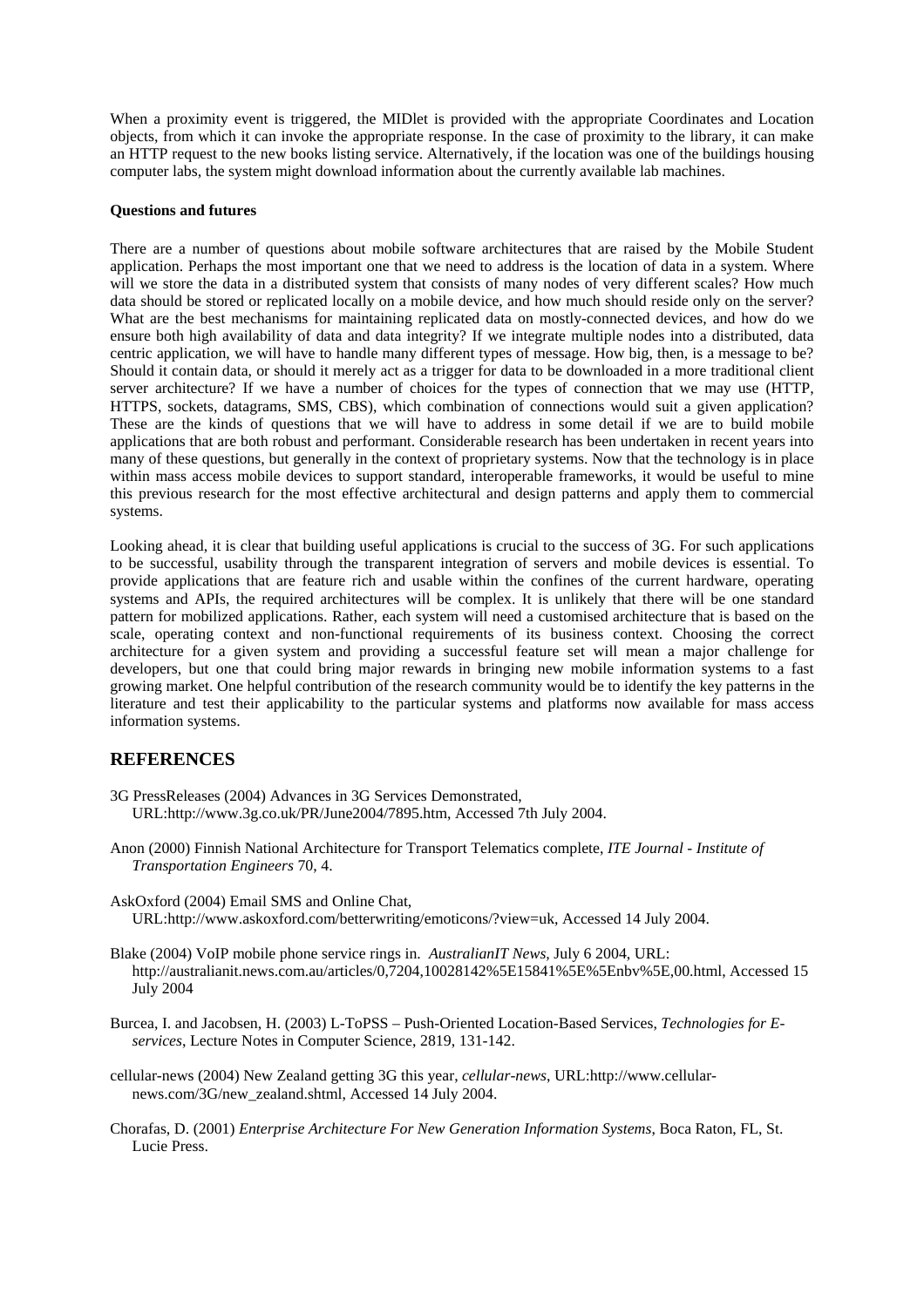When a proximity event is triggered, the MIDlet is provided with the appropriate Coordinates and Location objects, from which it can invoke the appropriate response. In the case of proximity to the library, it can make an HTTP request to the new books listing service. Alternatively, if the location was one of the buildings housing computer labs, the system might download information about the currently available lab machines.

**Questions and futures**

There are a number of questions about mobile software architectures that are raised by the Mobile Student application. Perhaps the most important one that we need to address is the location of data in a system. Where will we store the data in a distributed system that consists of many nodes of very different scales? How much data should be stored or replicated locally on a mobile device, and how much should reside only on the server? What are the best mechanisms for maintaining replicated data on mostly-connected devices, and how do we ensure both high availability of data and data integrity? If we integrate multiple nodes into a distributed, data centric application, we will have to handle many different types of message. How big, then, is a message to be? Should it contain data, or should it merely act as a trigger for data to be downloaded in a more traditional client server architecture? If we have a number of choices for the types of connection that we may use (HTTP, HTTPS, sockets, datagrams, SMS, CBS), which combination of connections would suit a given application? These are the kinds of questions that we will have to address in some detail if we are to build mobile applications that are both robust and performant. Considerable research has been undertaken in recent years into many of these questions, but generally in the context of proprietary systems. Now that the technology is in place within mass access mobile devices to support standard, interoperable frameworks, it would be useful to mine this previous research for the most effective architectural and design patterns and apply them to commercial systems.

Looking ahead, it is clear that building useful applications is crucial to the success of 3G. For such applications to be successful, usability through the transparent integration of servers and mobile devices is essential. To provide applications that are feature rich and usable within the confines of the current hardware, operating systems and APIs, the required architectures will be complex. It is unlikely that there will be one standard pattern for mobilized applications. Rather, each system will need a customised architecture that is based on the scale, operating context and non-functional requirements of its business context. Choosing the correct architecture for a given system and providing a successful feature set will mean a major challenge for developers, but one that could bring major rewards in bringing new mobile information systems to a fast growing market. One helpful contribution of the research community would be to identify the key patterns in the literature and test their applicability to the particular systems and platforms now available for mass access information systems.

## REFERENCES

3G PressReleases (2004) Advances in 3G Services Demonstrated, URL:http://www.3g.co.uk/PR/June2004/7895.htm, Accessed 7th July 2004.

Anon (2000) Finnish National Architecture for Transport Telematics complete, *ITE Journal - Institute of Transportation Engineers* 70, 4.

AskOxford (2004) Email SMS and Online Chat, URL:http://www.askoxford.com/betterwriting/emoticons/?view=uk, Accessed 14 July 2004.

Blake (2004) VoIP mobile phone service rings in. *AustralianIT News*, July 6 2004, URL: http://australianit.news.com.au/articles/0,7204,10028142%5E15841%5E%5Enbv%5E,00.html, Accessed 15 July 2004

Burcea, I. and Jacobsen, H. (2003) L-ToPSS – Push-Oriented Location-Based Services, *Technologies for E-services*, Lecture Notes in Computer Science, 2819, 131-142.

cellular-news (2004) New Zealand getting 3G this year, *cellular-news*, URL:http://www.cellular-news.com/3G/new_zealand.shtml, Accessed 14 July 2004.

Chorafas, D. (2001) *Enterprise Architecture For New Generation Information Systems*, Boca Raton, FL, St. Lucie Press.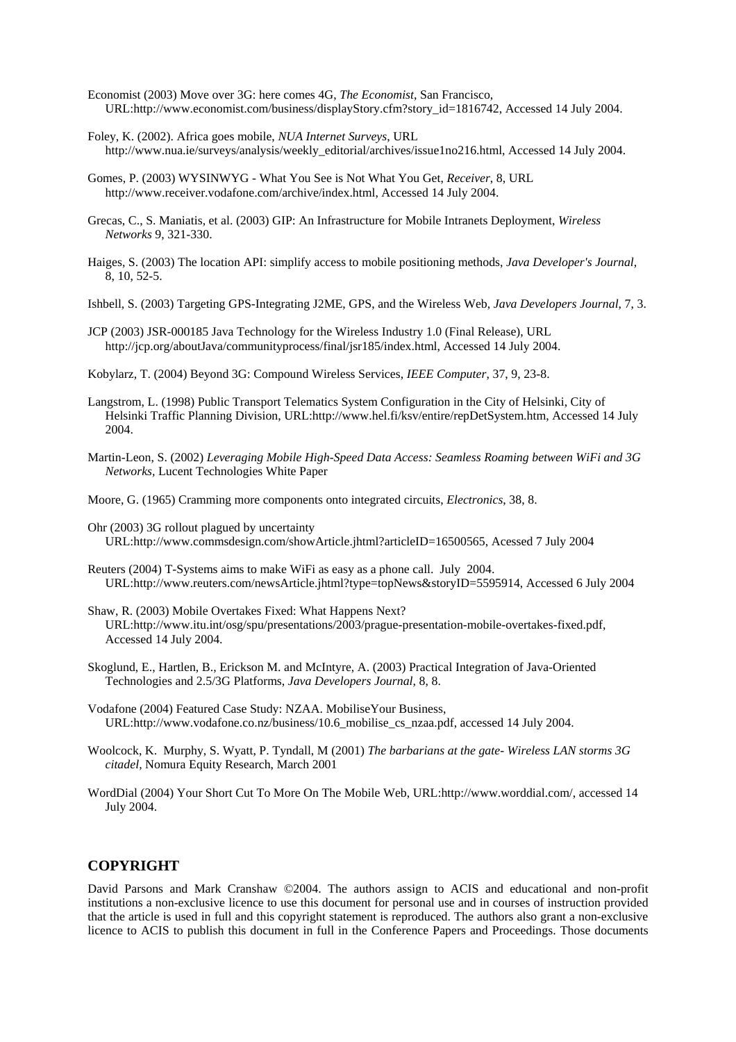Economist (2003) Move over 3G: here comes 4G, *The Economist*, San Francisco, URL:http://www.economist.com/business/displayStory.cfm?story_id=1816742, Accessed 14 July 2004.

Foley, K. (2002). Africa goes mobile, *NUA Internet Surveys*, URL http://www.nua.ie/surveys/analysis/weekly_editorial/archives/issue1no216.html, Accessed 14 July 2004.

Gomes, P. (2003) WYSINWYG - What You See is Not What You Get, *Receiver*, 8, URL http://www.receiver.vodafone.com/archive/index.html, Accessed 14 July 2004.

Grecas, C., S. Maniatis, et al. (2003) GIP: An Infrastructure for Mobile Intranets Deployment, *Wireless Networks* 9, 321-330.

Haiges, S. (2003) The location API: simplify access to mobile positioning methods, *Java Developer's Journal*, 8, 10, 52-5.

Ishbell, S. (2003) Targeting GPS-Integrating J2ME, GPS, and the Wireless Web, *Java Developers Journal*, 7, 3.

JCP (2003) JSR-000185 Java Technology for the Wireless Industry 1.0 (Final Release), URL http://jcp.org/aboutJava/communityprocess/final/jsr185/index.html, Accessed 14 July 2004.

Kobylarz, T. (2004) Beyond 3G: Compound Wireless Services, *IEEE Computer*, 37, 9, 23-8.

Langstrom, L. (1998) Public Transport Telematics System Configuration in the City of Helsinki, City of Helsinki Traffic Planning Division, URL:http://www.hel.fi/ksv/entire/repDetSystem.htm, Accessed 14 July 2004.

Martin-Leon, S. (2002) *Leveraging Mobile High-Speed Data Access: Seamless Roaming between WiFi and 3G Networks*, Lucent Technologies White Paper

Moore, G. (1965) Cramming more components onto integrated circuits, *Electronics*, 38, 8.

Ohr (2003) 3G rollout plagued by uncertainty URL:http://www.commsdesign.com/showArticle.jhtml?articleID=16500565, Acessed 7 July 2004

Reuters (2004) T-Systems aims to make WiFi as easy as a phone call. July 2004. URL:http://www.reuters.com/newsArticle.jhtml?type=topNews&storyID=5595914, Accessed 6 July 2004

Shaw, R. (2003) Mobile Overtakes Fixed: What Happens Next? URL:http://www.itu.int/osg/spu/presentations/2003/prague-presentation-mobile-overtakes-fixed.pdf, Accessed 14 July 2004.

Skoglund, E., Hartlen, B., Erickson M. and McIntyre, A. (2003) Practical Integration of Java-Oriented Technologies and 2.5/3G Platforms, *Java Developers Journal*, 8, 8.

Vodafone (2004) Featured Case Study: NZAA. MobiliseYour Business, URL:http://www.vodafone.co.nz/business/10.6_mobilise_cs_nzaa.pdf, accessed 14 July 2004.

Woolcock, K. Murphy, S. Wyatt, P. Tyndall, M (2001) *The barbarians at the gate- Wireless LAN storms 3G citadel*, Nomura Equity Research, March 2001

WordDial (2004) Your Short Cut To More On The Mobile Web, URL:http://www.worddial.com/, accessed 14 July 2004.

## COPYRIGHT

David Parsons and Mark Cranshaw ©2004. The authors assign to ACIS and educational and non-profit institutions a non-exclusive licence to use this document for personal use and in courses of instruction provided that the article is used in full and this copyright statement is reproduced. The authors also grant a non-exclusive licence to ACIS to publish this document in full in the Conference Papers and Proceedings. Those documents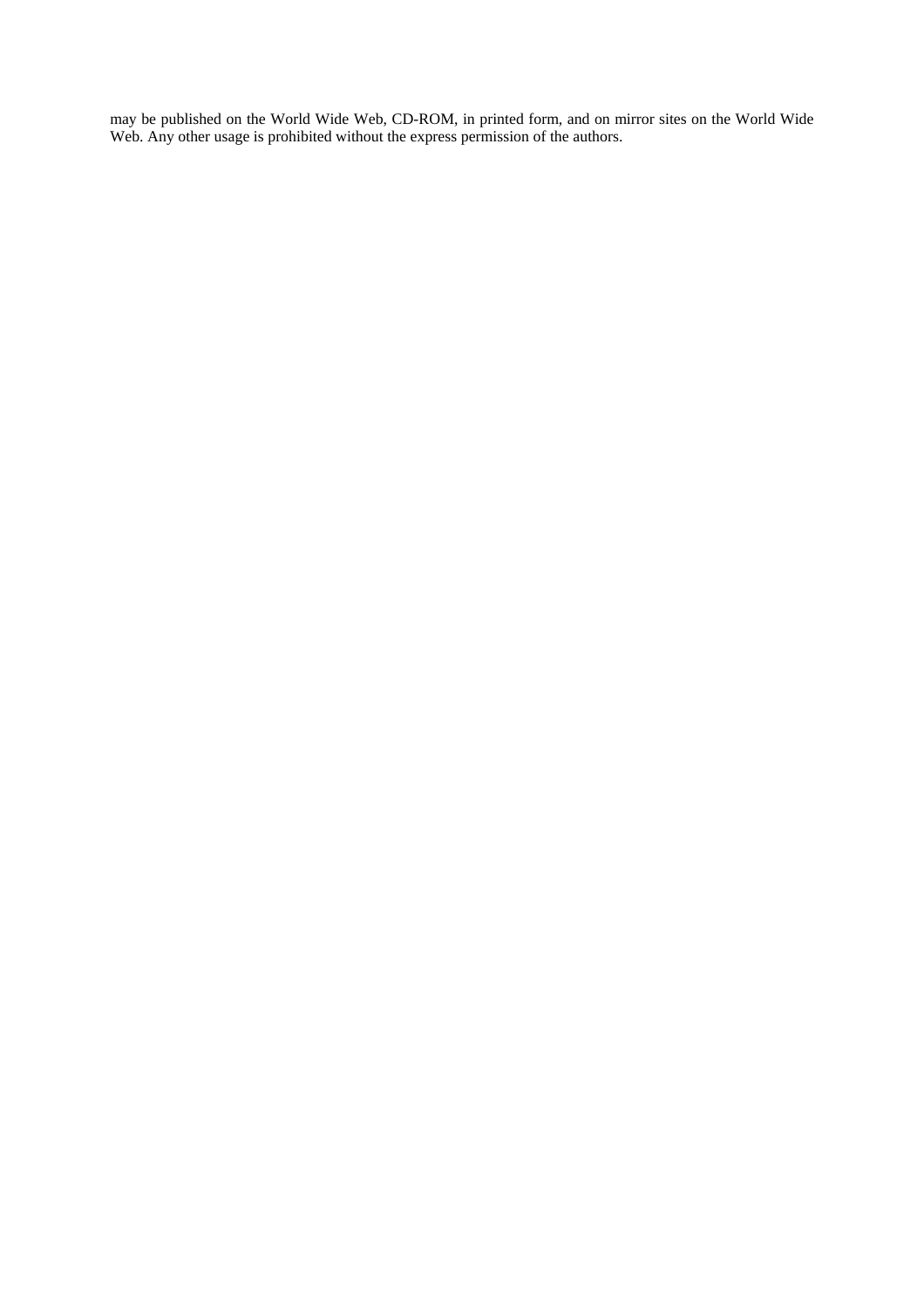may be published on the World Wide Web, CD-ROM, in printed form, and on mirror sites on the World Wide Web. Any other usage is prohibited without the express permission of the authors.